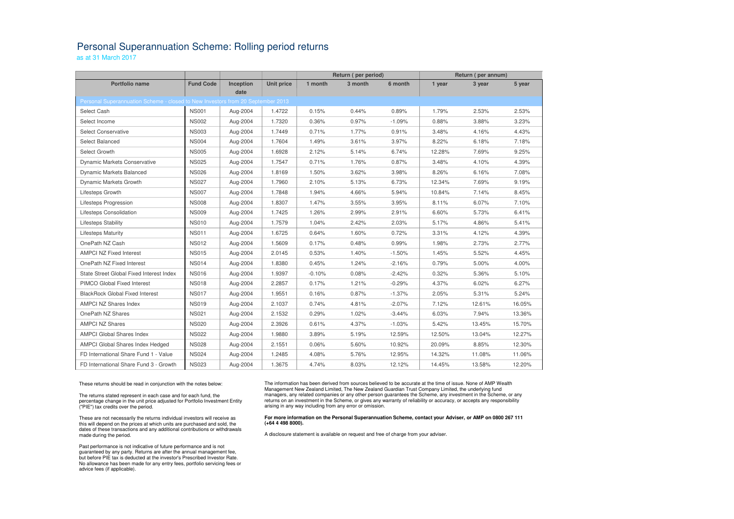# Personal Superannuation Scheme: Rolling period returns

as at 31 March 2017

| | | | | Return ( per period) | | | Return ( per annum) | | |
|---|---|---|---|---|---|---|---|---|---|
| Portfolio name | Fund Code | Inception date | Unit price | 1 month | 3 month | 6 month | 1 year | 3 year | 5 year |
| Personal Superannuation Scheme - closed to New Investors from 20 September 2013 | | | | | | | | | |
| Select Cash | NS001 | Aug-2004 | 1.4722 | 0.15% | 0.44% | 0.89% | 1.79% | 2.53% | 2.53% |
| Select Income | NS002 | Aug-2004 | 1.7320 | 0.36% | 0.97% | -1.09% | 0.88% | 3.88% | 3.23% |
| Select Conservative | NS003 | Aug-2004 | 1.7449 | 0.71% | 1.77% | 0.91% | 3.48% | 4.16% | 4.43% |
| Select Balanced | NS004 | Aug-2004 | 1.7604 | 1.49% | 3.61% | 3.97% | 8.22% | 6.18% | 7.18% |
| Select Growth | NS005 | Aug-2004 | 1.6928 | 2.12% | 5.14% | 6.74% | 12.28% | 7.69% | 9.25% |
| Dynamic Markets Conservative | NS025 | Aug-2004 | 1.7547 | 0.71% | 1.76% | 0.87% | 3.48% | 4.10% | 4.39% |
| Dynamic Markets Balanced | NS026 | Aug-2004 | 1.8169 | 1.50% | 3.62% | 3.98% | 8.26% | 6.16% | 7.08% |
| Dynamic Markets Growth | NS027 | Aug-2004 | 1.7960 | 2.10% | 5.13% | 6.73% | 12.34% | 7.69% | 9.19% |
| Lifesteps Growth | NS007 | Aug-2004 | 1.7848 | 1.94% | 4.66% | 5.94% | 10.84% | 7.14% | 8.45% |
| Lifesteps Progression | NS008 | Aug-2004 | 1.8307 | 1.47% | 3.55% | 3.95% | 8.11% | 6.07% | 7.10% |
| Lifesteps Consolidation | NS009 | Aug-2004 | 1.7425 | 1.26% | 2.99% | 2.91% | 6.60% | 5.73% | 6.41% |
| Lifesteps Stability | NS010 | Aug-2004 | 1.7579 | 1.04% | 2.42% | 2.03% | 5.17% | 4.86% | 5.41% |
| Lifesteps Maturity | NS011 | Aug-2004 | 1.6725 | 0.64% | 1.60% | 0.72% | 3.31% | 4.12% | 4.39% |
| OnePath NZ Cash | NS012 | Aug-2004 | 1.5609 | 0.17% | 0.48% | 0.99% | 1.98% | 2.73% | 2.77% |
| AMPCI NZ Fixed Interest | NS015 | Aug-2004 | 2.0145 | 0.53% | 1.40% | -1.50% | 1.45% | 5.52% | 4.45% |
| OnePath NZ Fixed Interest | NS014 | Aug-2004 | 1.8380 | 0.45% | 1.24% | -2.16% | 0.79% | 5.00% | 4.00% |
| State Street Global Fixed Interest Index | NS016 | Aug-2004 | 1.9397 | -0.10% | 0.08% | -2.42% | 0.32% | 5.36% | 5.10% |
| PIMCO Global Fixed Interest | NS018 | Aug-2004 | 2.2857 | 0.17% | 1.21% | -0.29% | 4.37% | 6.02% | 6.27% |
| BlackRock Global Fixed Interest | NS017 | Aug-2004 | 1.9551 | 0.16% | 0.87% | -1.37% | 2.05% | 5.31% | 5.24% |
| AMPCI NZ Shares Index | NS019 | Aug-2004 | 2.1037 | 0.74% | 4.81% | -2.07% | 7.12% | 12.61% | 16.05% |
| OnePath NZ Shares | NS021 | Aug-2004 | 2.1532 | 0.29% | 1.02% | -3.44% | 6.03% | 7.94% | 13.36% |
| AMPCI NZ Shares | NS020 | Aug-2004 | 2.3926 | 0.61% | 4.37% | -1.03% | 5.42% | 13.45% | 15.70% |
| AMPCI Global Shares Index | NS022 | Aug-2004 | 1.9880 | 3.89% | 5.19% | 12.59% | 12.50% | 13.04% | 12.27% |
| AMPCI Global Shares Index Hedged | NS028 | Aug-2004 | 2.1551 | 0.06% | 5.60% | 10.92% | 20.09% | 8.85% | 12.30% |
| FD International Share Fund 1 - Value | NS024 | Aug-2004 | 1.2485 | 4.08% | 5.76% | 12.95% | 14.32% | 11.08% | 11.06% |
| FD International Share Fund 3 - Growth | NS023 | Aug-2004 | 1.3675 | 4.74% | 8.03% | 12.12% | 14.45% | 13.58% | 12.20% |

These returns should be read in conjunction with the notes below:

The returns stated represent in each case and for each fund, the percentage change in the unit price adjusted for Portfolio Investment Entity ("PIE") tax credits over the period.

These are not necessarily the returns individual investors will receive as this will depend on the prices at which units are purchased and sold, the dates of these transactions and any additional contributions or withdrawals made during the period.

Past performance is not indicative of future performance and is not guaranteed by any party. Returns are after the annual management fee, but before PIE tax is deducted at the investor's Prescribed Investor Rate. No allowance has been made for any entry fees, portfolio servicing fees or advice fees (if applicable).

The information has been derived from sources believed to be accurate at the time of issue. None of AMP Wealth Management New Zealand Limited, The New Zealand Guardian Trust Company Limited, the underlying fund managers, any related companies or any other person guarantees the Scheme, any investment in the Scheme, or any returns on an investment in the Scheme, or gives any warranty of reliability or accuracy, or accepts any responsibility arising in any way including from any error or omission.

**For more information on the Personal Superannuation Scheme, contact your Adviser, or AMP on 0800 267 111 (+64 4 498 8000).**

A disclosure statement is available on request and free of charge from your adviser.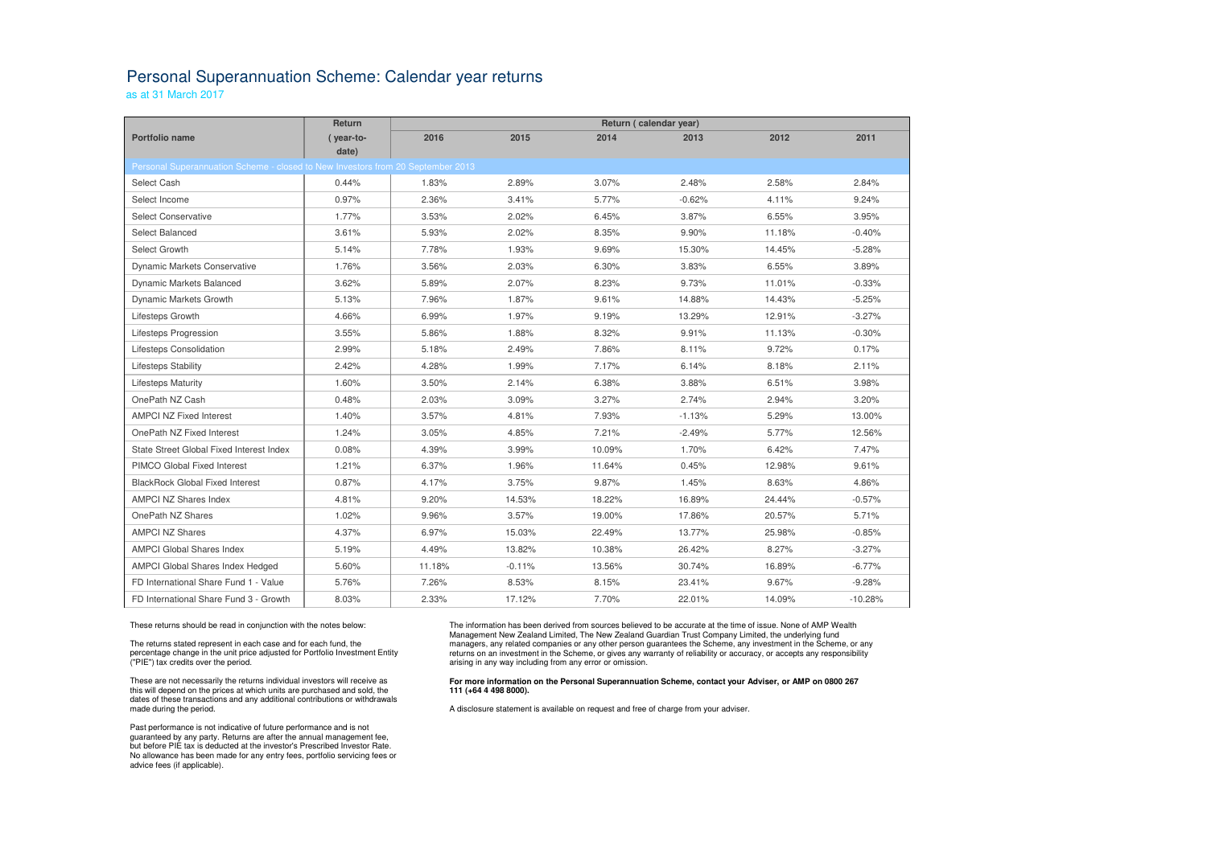# Personal Superannuation Scheme: Calendar year returns

as at 31 March 2017

| Portfolio name | Return ( year-to-date) | Return ( calendar year) | | | | | |
|---|---|---|---|---|---|---|---|
| | | 2016 | 2015 | 2014 | 2013 | 2012 | 2011 |
| Personal Superannuation Scheme - closed to New Investors from 20 September 2013 | | | | | | | |
| Select Cash | 0.44% | 1.83% | 2.89% | 3.07% | 2.48% | 2.58% | 2.84% |
| Select Income | 0.97% | 2.36% | 3.41% | 5.77% | -0.62% | 4.11% | 9.24% |
| Select Conservative | 1.77% | 3.53% | 2.02% | 6.45% | 3.87% | 6.55% | 3.95% |
| Select Balanced | 3.61% | 5.93% | 2.02% | 8.35% | 9.90% | 11.18% | -0.40% |
| Select Growth | 5.14% | 7.78% | 1.93% | 9.69% | 15.30% | 14.45% | -5.28% |
| Dynamic Markets Conservative | 1.76% | 3.56% | 2.03% | 6.30% | 3.83% | 6.55% | 3.89% |
| Dynamic Markets Balanced | 3.62% | 5.89% | 2.07% | 8.23% | 9.73% | 11.01% | -0.33% |
| Dynamic Markets Growth | 5.13% | 7.96% | 1.87% | 9.61% | 14.88% | 14.43% | -5.25% |
| Lifesteps Growth | 4.66% | 6.99% | 1.97% | 9.19% | 13.29% | 12.91% | -3.27% |
| Lifesteps Progression | 3.55% | 5.86% | 1.88% | 8.32% | 9.91% | 11.13% | -0.30% |
| Lifesteps Consolidation | 2.99% | 5.18% | 2.49% | 7.86% | 8.11% | 9.72% | 0.17% |
| Lifesteps Stability | 2.42% | 4.28% | 1.99% | 7.17% | 6.14% | 8.18% | 2.11% |
| Lifesteps Maturity | 1.60% | 3.50% | 2.14% | 6.38% | 3.88% | 6.51% | 3.98% |
| OnePath NZ Cash | 0.48% | 2.03% | 3.09% | 3.27% | 2.74% | 2.94% | 3.20% |
| AMPCI NZ Fixed Interest | 1.40% | 3.57% | 4.81% | 7.93% | -1.13% | 5.29% | 13.00% |
| OnePath NZ Fixed Interest | 1.24% | 3.05% | 4.85% | 7.21% | -2.49% | 5.77% | 12.56% |
| State Street Global Fixed Interest Index | 0.08% | 4.39% | 3.99% | 10.09% | 1.70% | 6.42% | 7.47% |
| PIMCO Global Fixed Interest | 1.21% | 6.37% | 1.96% | 11.64% | 0.45% | 12.98% | 9.61% |
| BlackRock Global Fixed Interest | 0.87% | 4.17% | 3.75% | 9.87% | 1.45% | 8.63% | 4.86% |
| AMPCI NZ Shares Index | 4.81% | 9.20% | 14.53% | 18.22% | 16.89% | 24.44% | -0.57% |
| OnePath NZ Shares | 1.02% | 9.96% | 3.57% | 19.00% | 17.86% | 20.57% | 5.71% |
| AMPCI NZ Shares | 4.37% | 6.97% | 15.03% | 22.49% | 13.77% | 25.98% | -0.85% |
| AMPCI Global Shares Index | 5.19% | 4.49% | 13.82% | 10.38% | 26.42% | 8.27% | -3.27% |
| AMPCI Global Shares Index Hedged | 5.60% | 11.18% | -0.11% | 13.56% | 30.74% | 16.89% | -6.77% |
| FD International Share Fund 1 - Value | 5.76% | 7.26% | 8.53% | 8.15% | 23.41% | 9.67% | -9.28% |
| FD International Share Fund 3 - Growth | 8.03% | 2.33% | 17.12% | 7.70% | 22.01% | 14.09% | -10.28% |

These returns should be read in conjunction with the notes below:

The returns stated represent in each case and for each fund, the percentage change in the unit price adjusted for Portfolio Investment Entity ("PIE") tax credits over the period.

These are not necessarily the returns individual investors will receive as this will depend on the prices at which units are purchased and sold, the dates of these transactions and any additional contributions or withdrawals made during the period.

Past performance is not indicative of future performance and is not guaranteed by any party. Returns are after the annual management fee, but before PIE tax is deducted at the investor's Prescribed Investor Rate. No allowance has been made for any entry fees, portfolio servicing fees or advice fees (if applicable).

The information has been derived from sources believed to be accurate at the time of issue. None of AMP Wealth Management New Zealand Limited, The New Zealand Guardian Trust Company Limited, the underlying fund managers, any related companies or any other person guarantees the Scheme, any investment in the Scheme, or any returns on an investment in the Scheme, or gives any warranty of reliability or accuracy, or accepts any responsibility arising in any way including from any error or omission.

**For more information on the Personal Superannuation Scheme, contact your Adviser, or AMP on 0800 267 111 (+64 4 498 8000).**

A disclosure statement is available on request and free of charge from your adviser.